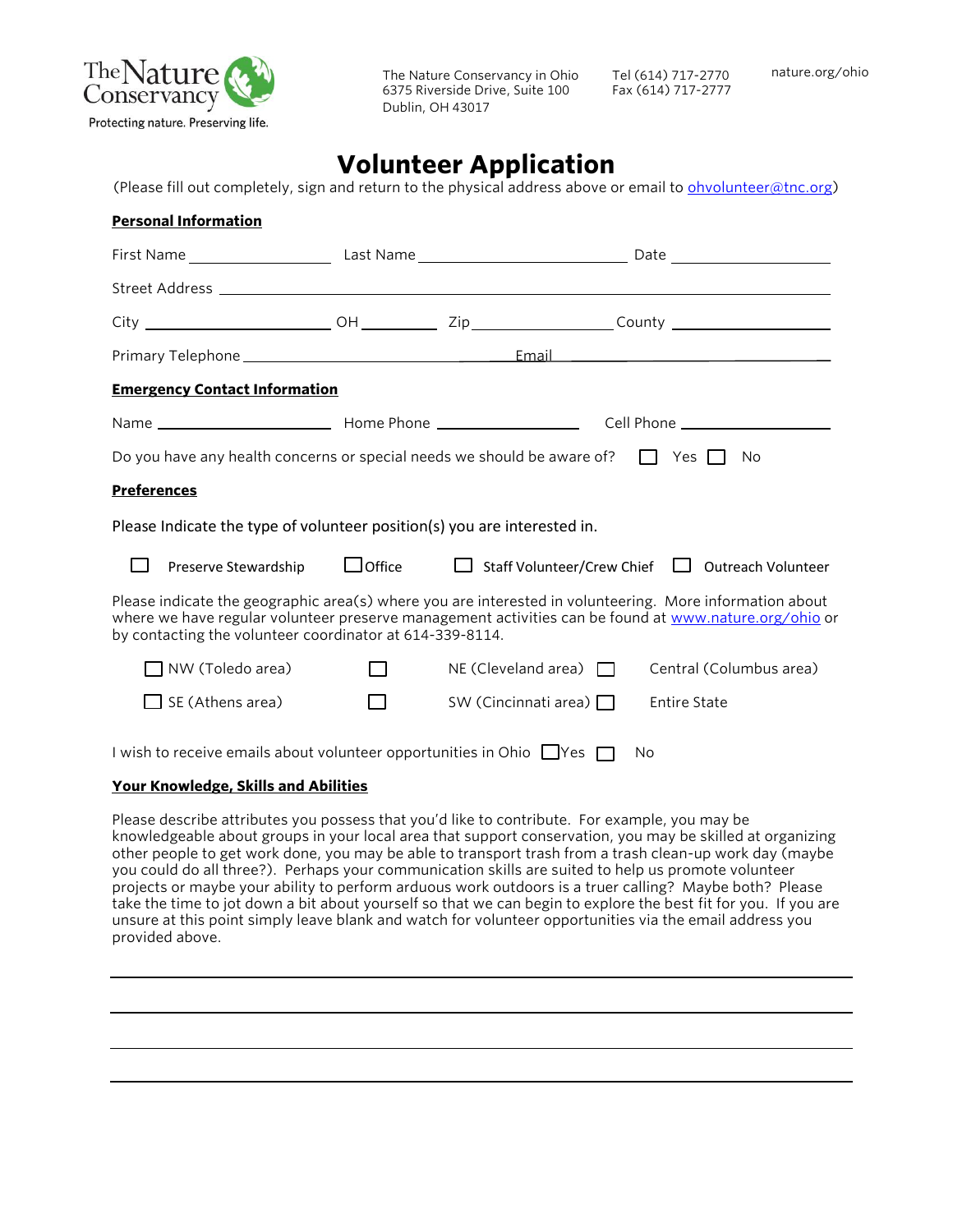The Nature Conservancy
Protecting nature. Preserving life.

The Nature Conservancy in Ohio
6375 Riverside Drive, Suite 100
Dublin, OH 43017

Tel (614) 717-2770
Fax (614) 717-2777

nature.org/ohio

# Volunteer Application

(Please fill out completely, sign and return to the physical address above or email to ohvolunteer@tnc.org)

**Personal Information**

First Name ________________ Last Name ________________________ Date __________________

Street Address ____________________________________________________________

City ____________________ OH _________ Zip ________________ County __________________

Primary Telephone ______________________________ Email ______________________________

**Emergency Contact Information**

Name ____________________ Home Phone ________________ Cell Phone _________________

Do you have any health concerns or special needs we should be aware of? ☐ Yes ☐ No

**Preferences**

Please Indicate the type of volunteer position(s) you are interested in.

☐ Preserve Stewardship ☐ Office ☐ Staff Volunteer/Crew Chief ☐ Outreach Volunteer

Please indicate the geographic area(s) where you are interested in volunteering. More information about where we have regular volunteer preserve management activities can be found at www.nature.org/ohio or by contacting the volunteer coordinator at 614-339-8114.

☐ NW (Toledo area) ☐ NE (Cleveland area) ☐ Central (Columbus area)

☐ SE (Athens area) ☐ SW (Cincinnati area) ☐ Entire State

I wish to receive emails about volunteer opportunities in Ohio ☐ Yes ☐ No

**Your Knowledge, Skills and Abilities**

Please describe attributes you possess that you'd like to contribute. For example, you may be knowledgeable about groups in your local area that support conservation, you may be skilled at organizing other people to get work done, you may be able to transport trash from a trash clean-up work day (maybe you could do all three?). Perhaps your communication skills are suited to help us promote volunteer projects or maybe your ability to perform arduous work outdoors is a truer calling? Maybe both? Please take the time to jot down a bit about yourself so that we can begin to explore the best fit for you. If you are unsure at this point simply leave blank and watch for volunteer opportunities via the email address you provided above.

______________________________________________________________________________

______________________________________________________________________________

______________________________________________________________________________

______________________________________________________________________________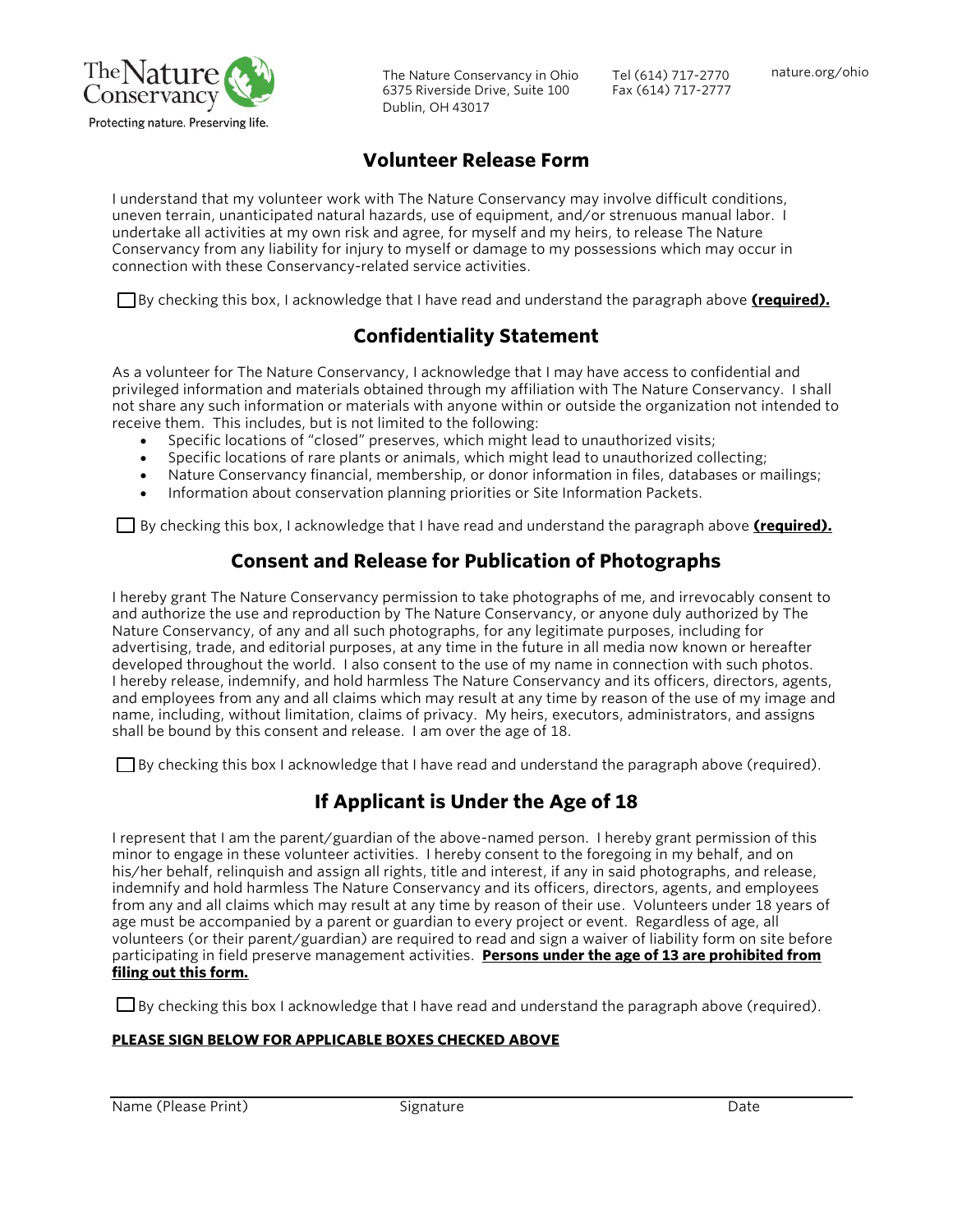The Nature Conservancy
Protecting nature. Preserving life.

The Nature Conservancy in Ohio
6375 Riverside Drive, Suite 100
Dublin, OH 43017

Tel (614) 717-2770
Fax (614) 717-2777

nature.org/ohio

## Volunteer Release Form

I understand that my volunteer work with The Nature Conservancy may involve difficult conditions, uneven terrain, unanticipated natural hazards, use of equipment, and/or strenuous manual labor. I undertake all activities at my own risk and agree, for myself and my heirs, to release The Nature Conservancy from any liability for injury to myself or damage to my possessions which may occur in connection with these Conservancy-related service activities.

☐ By checking this box, I acknowledge that I have read and understand the paragraph above **(required).**

## Confidentiality Statement

As a volunteer for The Nature Conservancy, I acknowledge that I may have access to confidential and privileged information and materials obtained through my affiliation with The Nature Conservancy. I shall not share any such information or materials with anyone within or outside the organization not intended to receive them. This includes, but is not limited to the following:

- Specific locations of "closed" preserves, which might lead to unauthorized visits;
- Specific locations of rare plants or animals, which might lead to unauthorized collecting;
- Nature Conservancy financial, membership, or donor information in files, databases or mailings;
- Information about conservation planning priorities or Site Information Packets.

☐ By checking this box, I acknowledge that I have read and understand the paragraph above **(required).**

## Consent and Release for Publication of Photographs

I hereby grant The Nature Conservancy permission to take photographs of me, and irrevocably consent to and authorize the use and reproduction by The Nature Conservancy, or anyone duly authorized by The Nature Conservancy, of any and all such photographs, for any legitimate purposes, including for advertising, trade, and editorial purposes, at any time in the future in all media now known or hereafter developed throughout the world. I also consent to the use of my name in connection with such photos. I hereby release, indemnify, and hold harmless The Nature Conservancy and its officers, directors, agents, and employees from any and all claims which may result at any time by reason of the use of my image and name, including, without limitation, claims of privacy. My heirs, executors, administrators, and assigns shall be bound by this consent and release. I am over the age of 18.

☐ By checking this box I acknowledge that I have read and understand the paragraph above (required).

## If Applicant is Under the Age of 18

I represent that I am the parent/guardian of the above-named person. I hereby grant permission of this minor to engage in these volunteer activities. I hereby consent to the foregoing in my behalf, and on his/her behalf, relinquish and assign all rights, title and interest, if any in said photographs, and release, indemnify and hold harmless The Nature Conservancy and its officers, directors, agents, and employees from any and all claims which may result at any time by reason of their use. Volunteers under 18 years of age must be accompanied by a parent or guardian to every project or event. Regardless of age, all volunteers (or their parent/guardian) are required to read and sign a waiver of liability form on site before participating in field preserve management activities. **Persons under the age of 13 are prohibited from filing out this form.**

☐ By checking this box I acknowledge that I have read and understand the paragraph above (required).

**PLEASE SIGN BELOW FOR APPLICABLE BOXES CHECKED ABOVE**

Name (Please Print) Signature Date